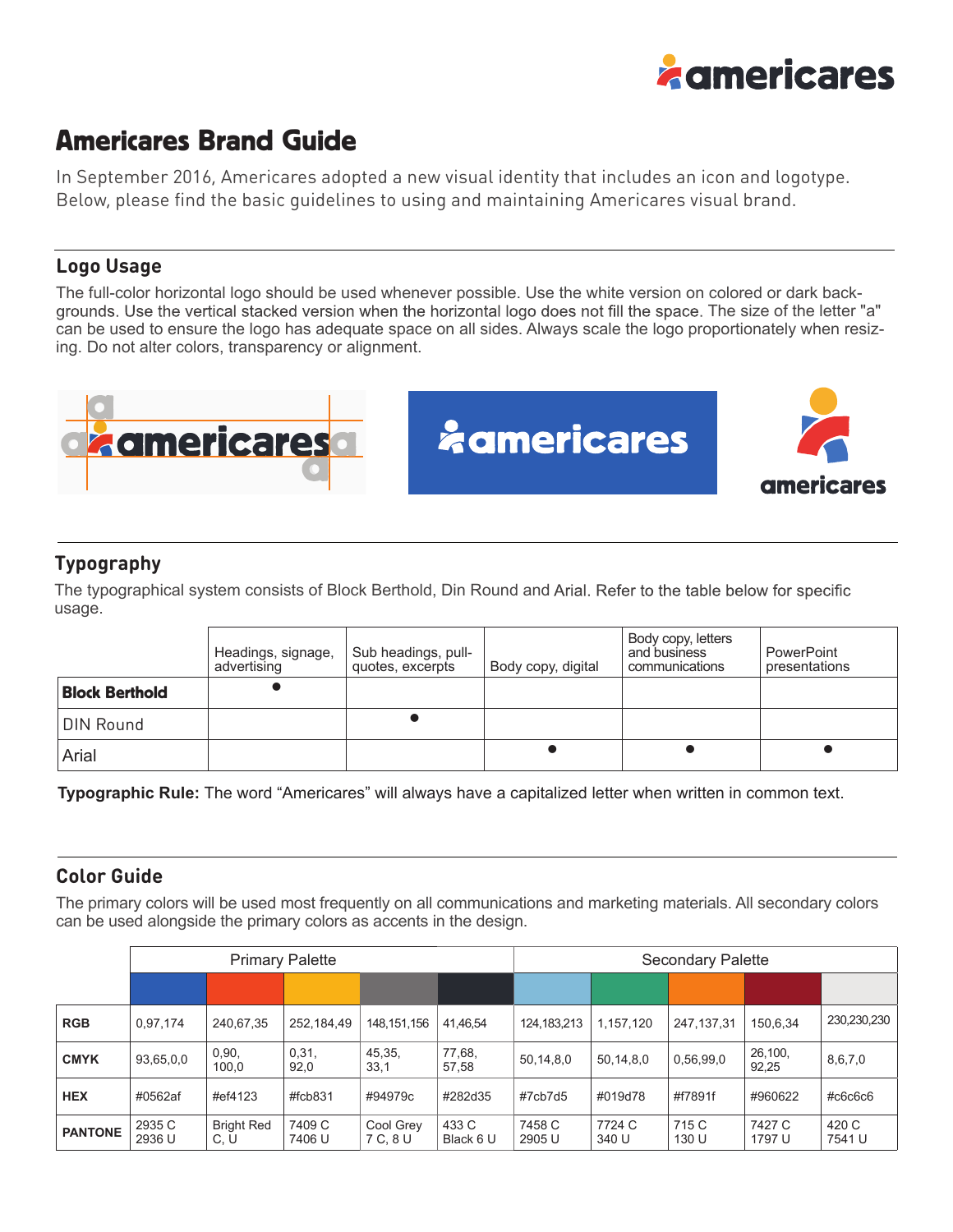# Americares Brand Guide

In September 2016, Americares adopted a new visual identity that includes an icon and logotype. Below, please find the basic guidelines to using and maintaining Americares visual brand.

## Logo Usage

The full-color horizontal logo should be used whenever possible. Use the white version on colored or dark backgrounds. Use the vertical stacked version when the horizontal logo does not fill the space. The size of the letter "a" can be used to ensure the logo has adequate space on all sides. Always scale the logo proportionately when resizing. Do not alter colors, transparency or alignment.

## Typography

The typographical system consists of Block Berthold, Din Round and Arial. Refer to the table below for specific usage.

| | Headings, signage, advertising | Sub headings, pull-quotes, excerpts | Body copy, digital | Body copy, letters and business communications | PowerPoint presentations |
|---|---|---|---|---|---|
| **Block Berthold** | ● | | | | |
| DIN Round | | ● | | | |
| Arial | | | ● | ● | ● |

**Typographic Rule:** The word "Americares" will always have a capitalized letter when written in common text.

## Color Guide

The primary colors will be used most frequently on all communications and marketing materials. All secondary colors can be used alongside the primary colors as accents in the design.

| | Primary Palette | | | | | Secondary Palette | | | | |
|---|---|---|---|---|---|---|---|---|---|---|
| **RGB** | 0,97,174 | 240,67,35 | 252,184,49 | 148,151,156 | 41,46,54 | 124,183,213 | 1,157,120 | 247,137,31 | 150,6,34 | 230,230,230 |
| **CMYK** | 93,65,0,0 | 0,90, 100,0 | 0,31, 92,0 | 45,35, 33,1 | 77,68, 57,58 | 50,14,8,0 | 50,14,8,0 | 0,56,99,0 | 26,100, 92,25 | 8,6,7,0 |
| **HEX** | #0562af | #ef4123 | #fcb831 | #94979c | #282d35 | #7cb7d5 | #019d78 | #f7891f | #960622 | #c6c6c6 |
| **PANTONE** | 2935 C 2936 U | Bright Red C, U | 7409 C 7406 U | Cool Grey 7 C, 8 U | 433 C Black 6 U | 7458 C 2905 U | 7724 C 340 U | 715 C 130 U | 7427 C 1797 U | 420 C 7541 U |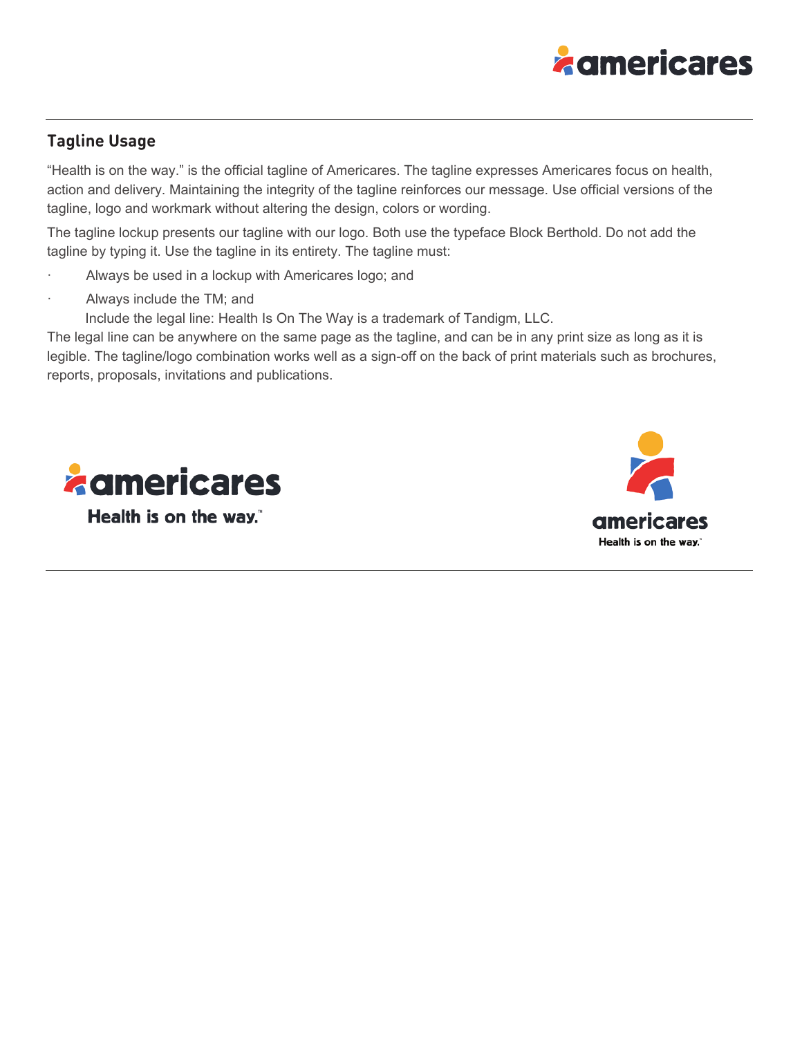## Tagline Usage

“Health is on the way.” is the official tagline of Americares. The tagline expresses Americares focus on health, action and delivery. Maintaining the integrity of the tagline reinforces our message. Use official versions of the tagline, logo and workmark without altering the design, colors or wording.

The tagline lockup presents our tagline with our logo. Both use the typeface Block Berthold. Do not add the tagline by typing it. Use the tagline in its entirety. The tagline must:

- Always be used in a lockup with Americares logo; and
- Always include the TM; and

  Include the legal line: Health Is On The Way is a trademark of Tandigm, LLC.

The legal line can be anywhere on the same page as the tagline, and can be in any print size as long as it is legible. The tagline/logo combination works well as a sign-off on the back of print materials such as brochures, reports, proposals, invitations and publications.